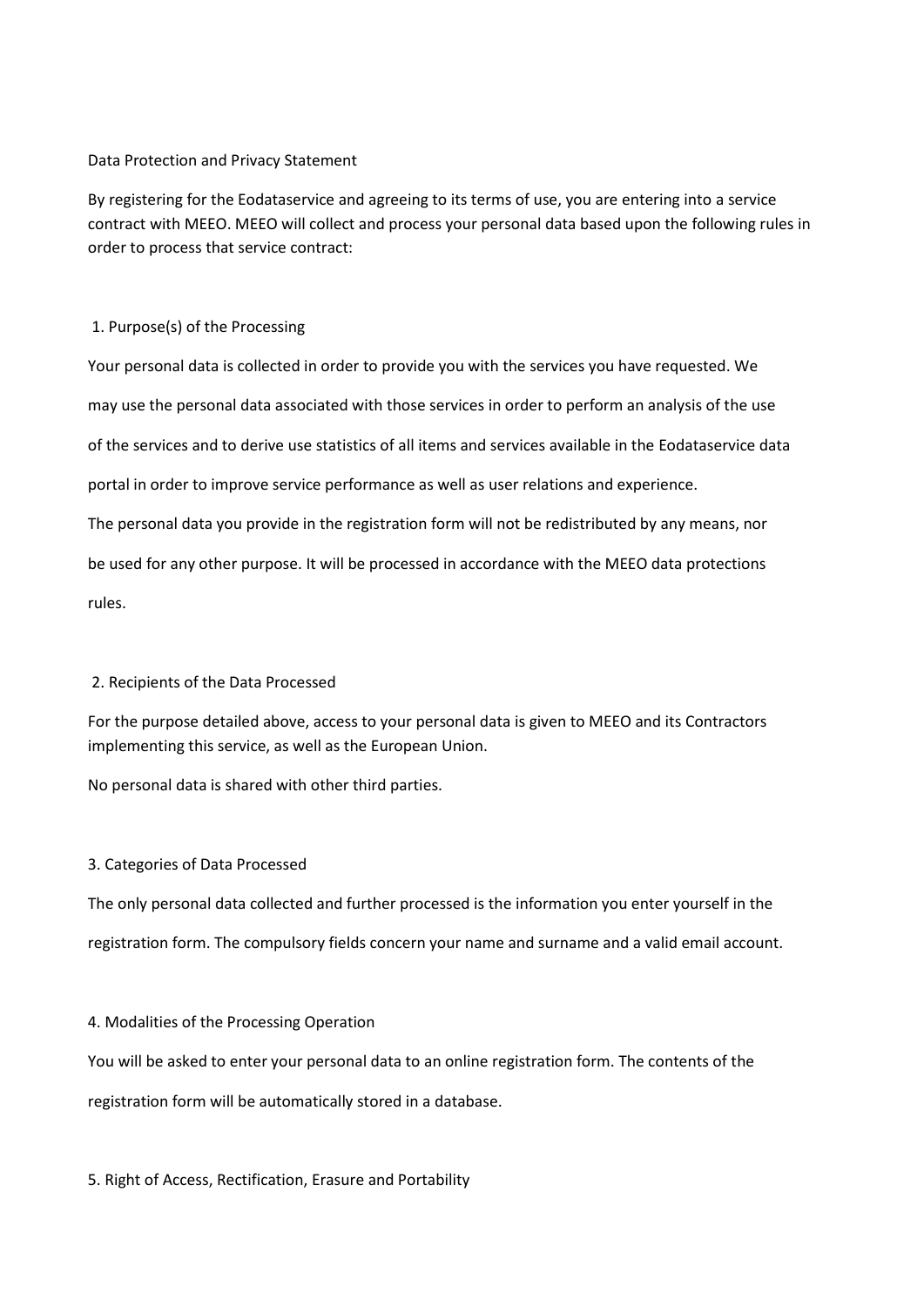# Data Protection and Privacy Statement

By registering for the Eodataservice and agreeing to its terms of use, you are entering into a service contract with MEEO. MEEO will collect and process your personal data based upon the following rules in order to process that service contract:

## 1. Purpose(s) of the Processing

Your personal data is collected in order to provide you with the services you have requested. We may use the personal data associated with those services in order to perform an analysis of the use of the services and to derive use statistics of all items and services available in the Eodataservice data portal in order to improve service performance as well as user relations and experience.

The personal data you provide in the registration form will not be redistributed by any means, nor be used for any other purpose. It will be processed in accordance with the MEEO data protections rules.

## 2. Recipients of the Data Processed

For the purpose detailed above, access to your personal data is given to MEEO and its Contractors implementing this service, as well as the European Union.

No personal data is shared with other third parties.

## 3. Categories of Data Processed

The only personal data collected and further processed is the information you enter yourself in the registration form. The compulsory fields concern your name and surname and a valid email account.

## 4. Modalities of the Processing Operation

You will be asked to enter your personal data to an online registration form. The contents of the registration form will be automatically stored in a database.

## 5. Right of Access, Rectification, Erasure and Portability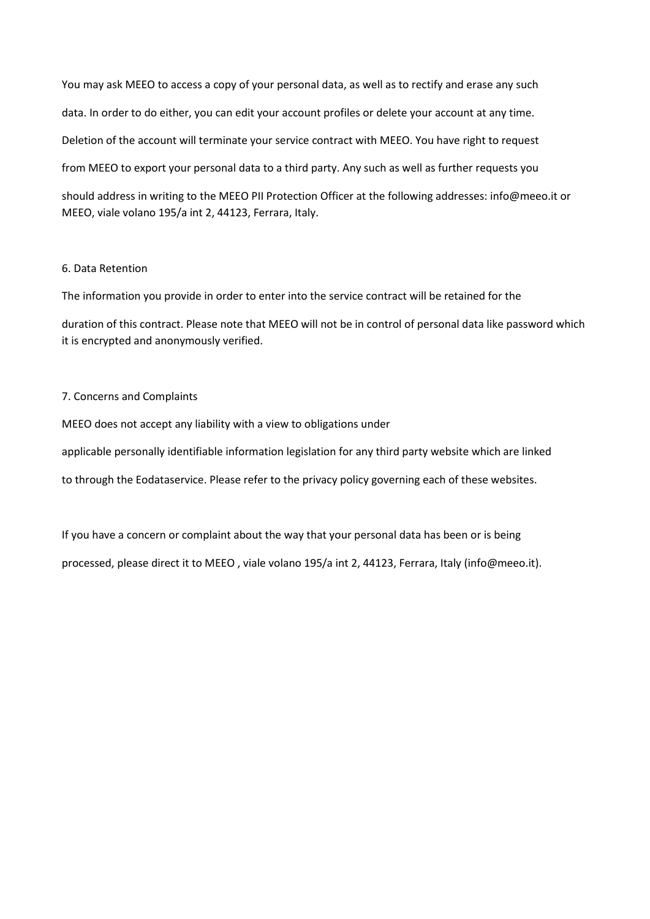You may ask MEEO to access a copy of your personal data, as well as to rectify and erase any such data. In order to do either, you can edit your account profiles or delete your account at any time. Deletion of the account will terminate your service contract with MEEO. You have right to request from MEEO to export your personal data to a third party. Any such as well as further requests you should address in writing to the MEEO PII Protection Officer at the following addresses: info@meeo.it or MEEO, viale volano 195/a int 2, 44123, Ferrara, Italy.

## 6. Data Retention

The information you provide in order to enter into the service contract will be retained for the duration of this contract. Please note that MEEO will not be in control of personal data like password which it is encrypted and anonymously verified.

## 7. Concerns and Complaints

MEEO does not accept any liability with a view to obligations under applicable personally identifiable information legislation for any third party website which are linked to through the Eodataservice. Please refer to the privacy policy governing each of these websites.

If you have a concern or complaint about the way that your personal data has been or is being processed, please direct it to MEEO , viale volano 195/a int 2, 44123, Ferrara, Italy (info@meeo.it).